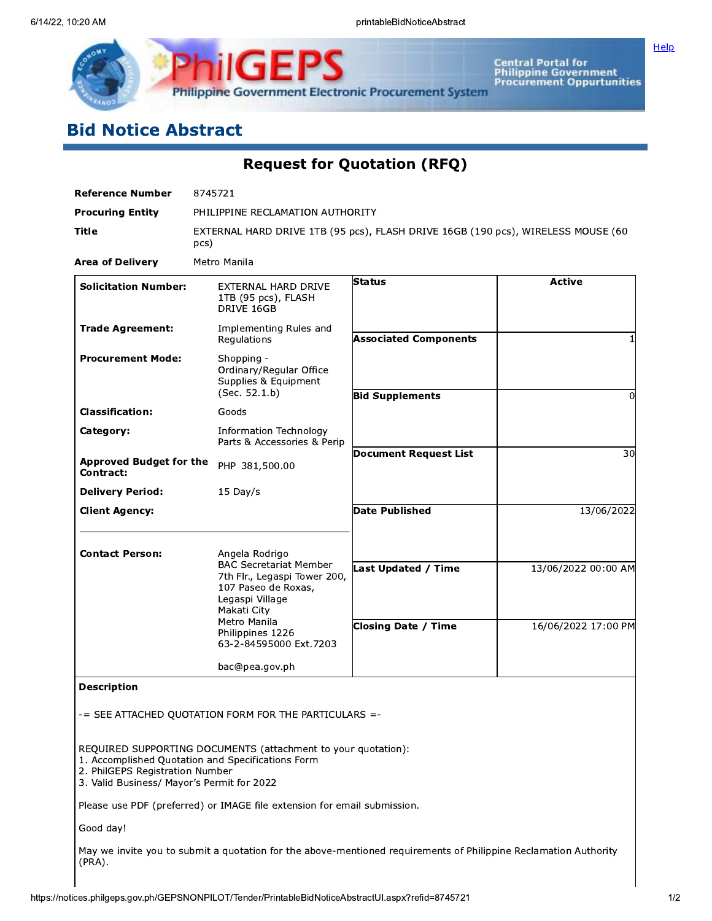# Bid Notice Abstract

## Request for Quotation (RFQ)

| | |
|---|---|
| **Reference Number** | 8745721 |
| **Procuring Entity** | PHILIPPINE RECLAMATION AUTHORITY |
| **Title** | EXTERNAL HARD DRIVE 1TB (95 pcs), FLASH DRIVE 16GB (190 pcs), WIRELESS MOUSE (60 pcs) |
| **Area of Delivery** | Metro Manila |

| | | | |
|---|---|---|---|
| **Solicitation Number:** | EXTERNAL HARD DRIVE 1TB (95 pcs), FLASH DRIVE 16GB | **Status** | Active |
| **Trade Agreement:** | Implementing Rules and Regulations | **Associated Components** | 1 |
| **Procurement Mode:** | Shopping - Ordinary/Regular Office Supplies & Equipment (Sec. 52.1.b) | **Bid Supplements** | 0 |
| **Classification:** | Goods | | |
| **Category:** | Information Technology Parts & Accessories & Perip | **Document Request List** | 30 |
| **Approved Budget for the Contract:** | PHP 381,500.00 | | |
| **Delivery Period:** | 15 Day/s | **Date Published** | 13/06/2022 |
| **Client Agency:** | | | |
| **Contact Person:** | Angela Rodrigo<br>BAC Secretariat Member<br>7th Flr., Legaspi Tower 200, 107 Paseo de Roxas, Legaspi Village<br>Makati City<br>Metro Manila<br>Philippines 1226<br>63-2-84595000 Ext.7203<br><br>bac@pea.gov.ph | **Last Updated / Time** | 13/06/2022 00:00 AM |
| | | **Closing Date / Time** | 16/06/2022 17:00 PM |

**Description**

-= SEE ATTACHED QUOTATION FORM FOR THE PARTICULARS =-

REQUIRED SUPPORTING DOCUMENTS (attachment to your quotation):
1. Accomplished Quotation and Specifications Form
2. PhilGEPS Registration Number
3. Valid Business/ Mayor's Permit for 2022

Please use PDF (preferred) or IMAGE file extension for email submission.

Good day!

May we invite you to submit a quotation for the above-mentioned requirements of Philippine Reclamation Authority (PRA).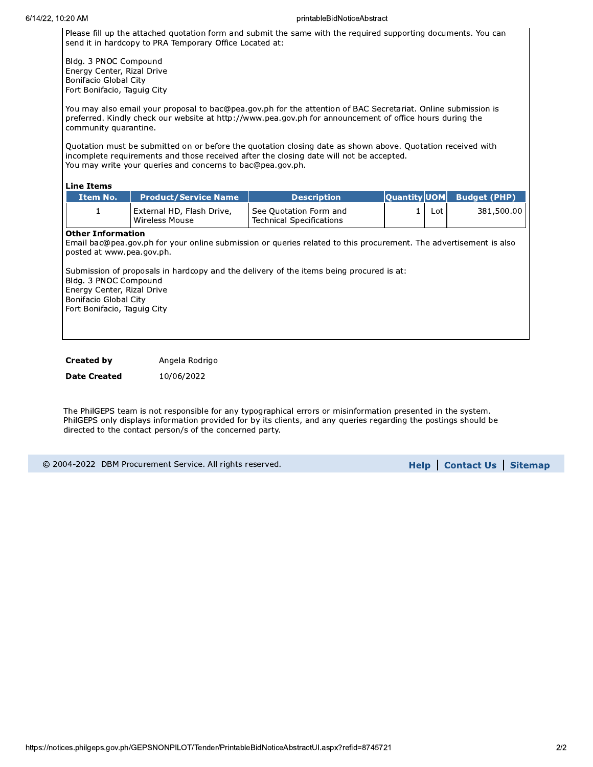Please fill up the attached quotation form and submit the same with the required supporting documents. You can send it in hardcopy to PRA Temporary Office Located at:

Bldg. 3 PNOC Compound
Energy Center, Rizal Drive
Bonifacio Global City
Fort Bonifacio, Taguig City

You may also email your proposal to bac@pea.gov.ph for the attention of BAC Secretariat. Online submission is preferred. Kindly check our website at http://www.pea.gov.ph for announcement of office hours during the community quarantine.

Quotation must be submitted on or before the quotation closing date as shown above. Quotation received with incomplete requirements and those received after the closing date will not be accepted.
You may write your queries and concerns to bac@pea.gov.ph.

**Line Items**

| Item No. | Product/Service Name | Description | Quantity | UOM | Budget (PHP) |
|---|---|---|---|---|---|
| 1 | External HD, Flash Drive, Wireless Mouse | See Quotation Form and Technical Specifications | 1 | Lot | 381,500.00 |

**Other Information**

Email bac@pea.gov.ph for your online submission or queries related to this procurement. The advertisement is also posted at www.pea.gov.ph.

Submission of proposals in hardcopy and the delivery of the items being procured is at:
Bldg. 3 PNOC Compound
Energy Center, Rizal Drive
Bonifacio Global City
Fort Bonifacio, Taguig City

| | |
|---|---|
| **Created by** | Angela Rodrigo |
| **Date Created** | 10/06/2022 |

The PhilGEPS team is not responsible for any typographical errors or misinformation presented in the system. PhilGEPS only displays information provided for by its clients, and any queries regarding the postings should be directed to the contact person/s of the concerned party.

© 2004-2022 DBM Procurement Service. All rights reserved. **Help** | **Contact Us** | **Sitemap**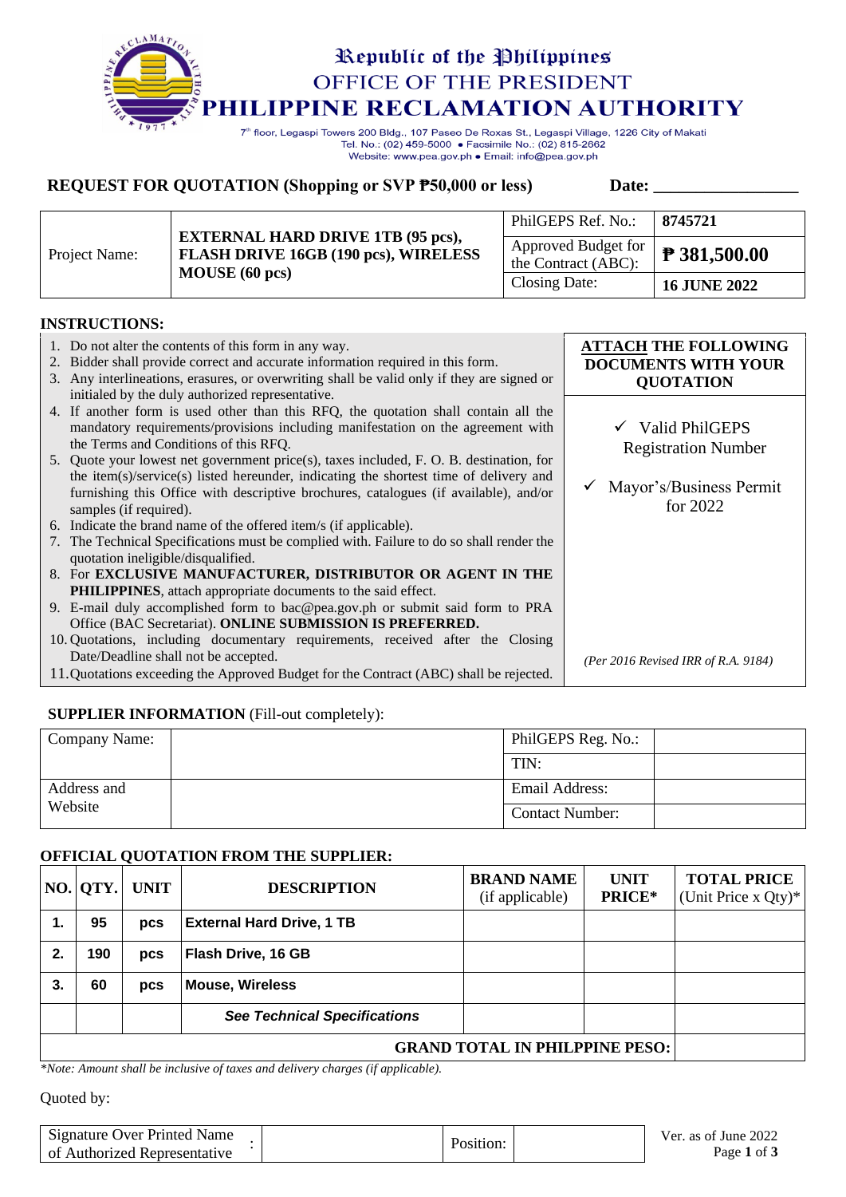# Republic of the Philippines
## OFFICE OF THE PRESIDENT
## PHILIPPINE RECLAMATION AUTHORITY

7th floor, Legaspi Towers 200 Bldg., 107 Paseo De Roxas St., Legaspi Village, 1226 City of Makati
Tel. No.: (02) 459-5000 • Facsimile No.: (02) 815-2662
Website: www.pea.gov.ph • Email: info@pea.gov.ph

**REQUEST FOR QUOTATION (Shopping or SVP ₱50,000 or less)** **Date: _________________**

| Project Name: | **EXTERNAL HARD DRIVE 1TB (95 pcs), FLASH DRIVE 16GB (190 pcs), WIRELESS MOUSE (60 pcs)** | PhilGEPS Ref. No.: | **8745721** |
|---|---|---|---|
| | | Approved Budget for the Contract (ABC): | **₱ 381,500.00** |
| | | Closing Date: | **16 JUNE 2022** |

**INSTRUCTIONS:**

1. Do not alter the contents of this form in any way.
2. Bidder shall provide correct and accurate information required in this form.
3. Any interlineations, erasures, or overwriting shall be valid only if they are signed or initialed by the duly authorized representative.
4. If another form is used other than this RFQ, the quotation shall contain all the mandatory requirements/provisions including manifestation on the agreement with the Terms and Conditions of this RFQ.
5. Quote your lowest net government price(s), taxes included, F. O. B. destination, for the item(s)/service(s) listed hereunder, indicating the shortest time of delivery and furnishing this Office with descriptive brochures, catalogues (if available), and/or samples (if required).
6. Indicate the brand name of the offered item/s (if applicable).
7. The Technical Specifications must be complied with. Failure to do so shall render the quotation ineligible/disqualified.
8. For **EXCLUSIVE MANUFACTURER, DISTRIBUTOR OR AGENT IN THE PHILIPPINES**, attach appropriate documents to the said effect.
9. E-mail duly accomplished form to bac@pea.gov.ph or submit said form to PRA Office (BAC Secretariat). **ONLINE SUBMISSION IS PREFERRED.**
10. Quotations, including documentary requirements, received after the Closing Date/Deadline shall not be accepted.
11. Quotations exceeding the Approved Budget for the Contract (ABC) shall be rejected.

**ATTACH THE FOLLOWING DOCUMENTS WITH YOUR QUOTATION**

- ✓ Valid PhilGEPS Registration Number
- ✓ Mayor's/Business Permit for 2022

*(Per 2016 Revised IRR of R.A. 9184)*

**SUPPLIER INFORMATION** (Fill-out completely):

| Company Name: | | PhilGEPS Reg. No.: | |
|---|---|---|---|
| | | TIN: | |
| Address and Website | | Email Address: | |
| | | Contact Number: | |

**OFFICIAL QUOTATION FROM THE SUPPLIER:**

| NO. | QTY. | UNIT | DESCRIPTION | BRAND NAME (if applicable) | UNIT PRICE* | TOTAL PRICE (Unit Price x Qty)* |
|---|---|---|---|---|---|---|
| **1.** | **95** | **pcs** | **External Hard Drive, 1 TB** | | | |
| **2.** | **190** | **pcs** | **Flash Drive, 16 GB** | | | |
| **3.** | **60** | **pcs** | **Mouse, Wireless** | | | |
| | | | ***See Technical Specifications*** | | | |
| | | | | | **GRAND TOTAL IN PHILPPINE PESO:** | |

*\*Note: Amount shall be inclusive of taxes and delivery charges (if applicable).*

Quoted by:

| Signature Over Printed Name of Authorized Representative | : | | Position: | |
|---|---|---|---|---|

Ver. as of June 2022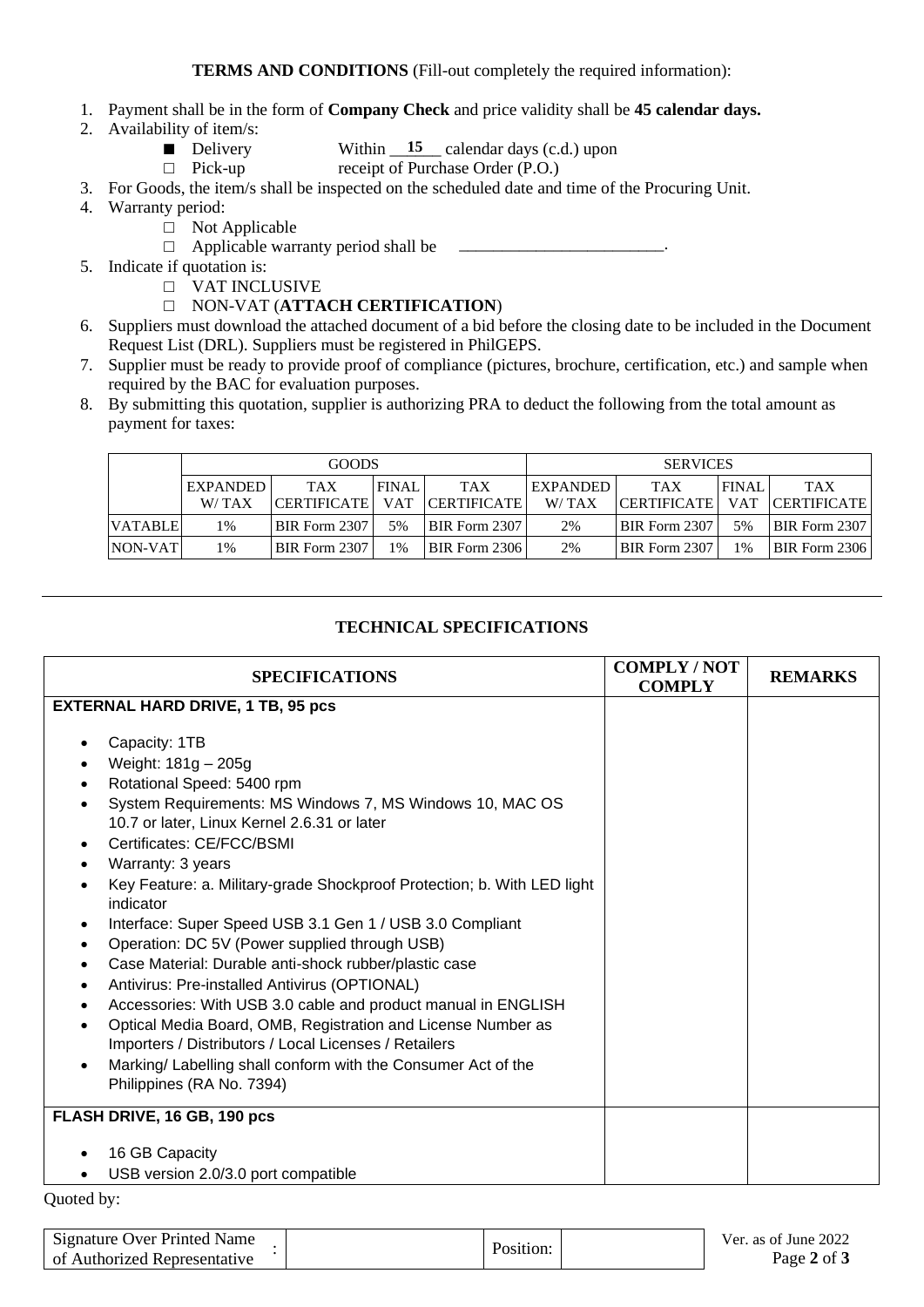**TERMS AND CONDITIONS** (Fill-out completely the required information):

1. Payment shall be in the form of **Company Check** and price validity shall be **45 calendar days.**
2. Availability of item/s:
   - ■ Delivery — Within __15__ calendar days (c.d.) upon receipt of Purchase Order (P.O.)
   - □ Pick-up
3. For Goods, the item/s shall be inspected on the scheduled date and time of the Procuring Unit.
4. Warranty period:
   - □ Not Applicable
   - □ Applicable warranty period shall be ________________________.
5. Indicate if quotation is:
   - □ VAT INCLUSIVE
   - □ NON-VAT (**ATTACH CERTIFICATION**)
6. Suppliers must download the attached document of a bid before the closing date to be included in the Document Request List (DRL). Suppliers must be registered in PhilGEPS.
7. Supplier must be ready to provide proof of compliance (pictures, brochure, certification, etc.) and sample when required by the BAC for evaluation purposes.
8. By submitting this quotation, supplier is authorizing PRA to deduct the following from the total amount as payment for taxes:

| | GOODS | | | | SERVICES | | | |
|---|---|---|---|---|---|---|---|---|
| | EXPANDED W/ TAX | TAX CERTIFICATE | FINAL VAT | TAX CERTIFICATE | EXPANDED W/ TAX | TAX CERTIFICATE | FINAL VAT | TAX CERTIFICATE |
| VATABLE | 1% | BIR Form 2307 | 5% | BIR Form 2307 | 2% | BIR Form 2307 | 5% | BIR Form 2307 |
| NON-VAT | 1% | BIR Form 2307 | 1% | BIR Form 2306 | 2% | BIR Form 2307 | 1% | BIR Form 2306 |

---

## TECHNICAL SPECIFICATIONS

| SPECIFICATIONS | COMPLY / NOT COMPLY | REMARKS |
|---|---|---|
| **EXTERNAL HARD DRIVE, 1 TB, 95 pcs**<br>• Capacity: 1TB<br>• Weight: 181g – 205g<br>• Rotational Speed: 5400 rpm<br>• System Requirements: MS Windows 7, MS Windows 10, MAC OS 10.7 or later, Linux Kernel 2.6.31 or later<br>• Certificates: CE/FCC/BSMI<br>• Warranty: 3 years<br>• Key Feature: a. Military-grade Shockproof Protection; b. With LED light indicator<br>• Interface: Super Speed USB 3.1 Gen 1 / USB 3.0 Compliant<br>• Operation: DC 5V (Power supplied through USB)<br>• Case Material: Durable anti-shock rubber/plastic case<br>• Antivirus: Pre-installed Antivirus (OPTIONAL)<br>• Accessories: With USB 3.0 cable and product manual in ENGLISH<br>• Optical Media Board, OMB, Registration and License Number as Importers / Distributors / Local Licenses / Retailers<br>• Marking/ Labelling shall conform with the Consumer Act of the Philippines (RA No. 7394) | | |
| **FLASH DRIVE, 16 GB, 190 pcs**<br>• 16 GB Capacity<br>• USB version 2.0/3.0 port compatible | | |

Quoted by:

| Signature Over Printed Name of Authorized Representative : | | Position: | |
|---|---|---|---|

Ver. as of June 2022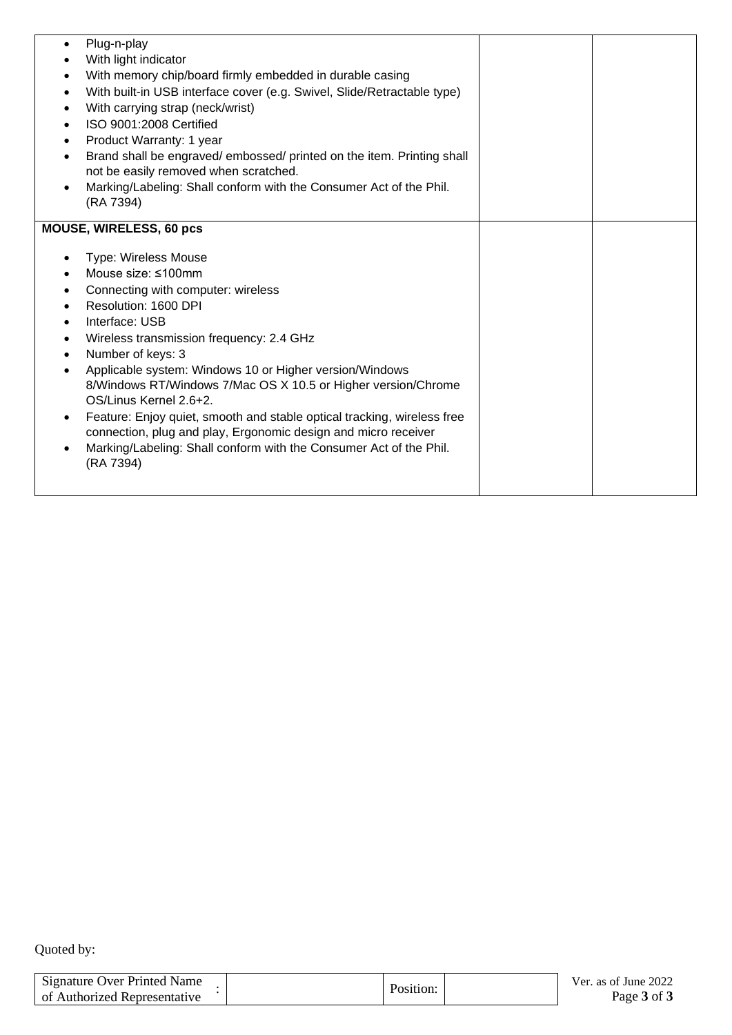| | | |
|---|---|---|
| <ul><li>Plug-n-play</li><li>With light indicator</li><li>With memory chip/board firmly embedded in durable casing</li><li>With built-in USB interface cover (e.g. Swivel, Slide/Retractable type)</li><li>With carrying strap (neck/wrist)</li><li>ISO 9001:2008 Certified</li><li>Product Warranty: 1 year</li><li>Brand shall be engraved/ embossed/ printed on the item. Printing shall not be easily removed when scratched.</li><li>Marking/Labeling: Shall conform with the Consumer Act of the Phil. (RA 7394)</li></ul> | | |
| **MOUSE, WIRELESS, 60 pcs**<ul><li>Type: Wireless Mouse</li><li>Mouse size: ≤100mm</li><li>Connecting with computer: wireless</li><li>Resolution: 1600 DPI</li><li>Interface: USB</li><li>Wireless transmission frequency: 2.4 GHz</li><li>Number of keys: 3</li><li>Applicable system: Windows 10 or Higher version/Windows 8/Windows RT/Windows 7/Mac OS X 10.5 or Higher version/Chrome OS/Linus Kernel 2.6+2.</li><li>Feature: Enjoy quiet, smooth and stable optical tracking, wireless free connection, plug and play, Ergonomic design and micro receiver</li><li>Marking/Labeling: Shall conform with the Consumer Act of the Phil. (RA 7394)</li></ul> | | |

Quoted by:

| | | | | |
|---|---|---|---|---|
| Signature Over Printed Name of Authorized Representative | : | | Position: | |

Ver. as of June 2022